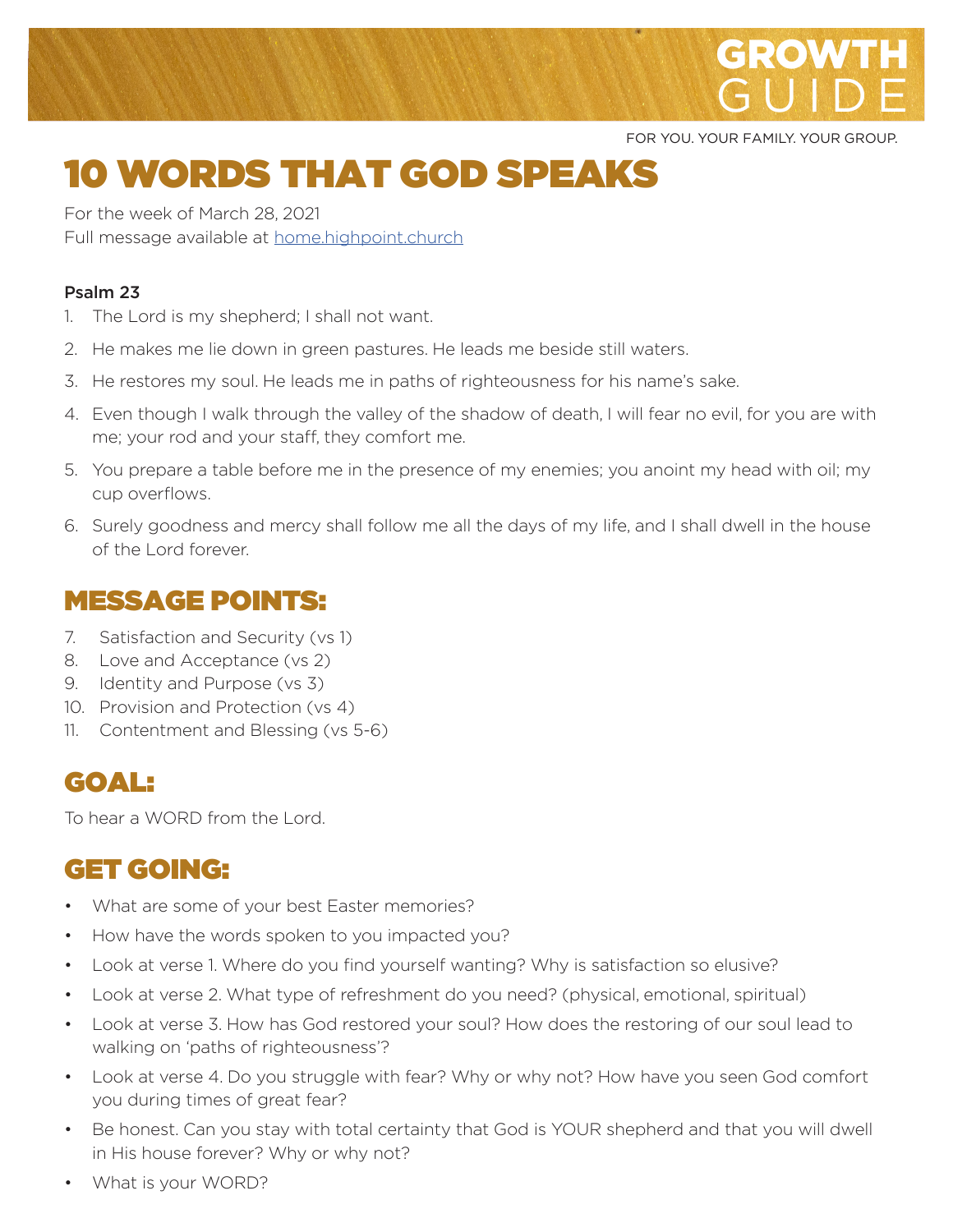# GROWTH GUIDE

FOR YOU. YOUR FAMILY. YOUR GROUP.

# 10 WORDS THAT GOD SPEAKS

For the week of March 28, 2021
Full message available at home.highpoint.church

**Psalm 23**

1. The Lord is my shepherd; I shall not want.
2. He makes me lie down in green pastures. He leads me beside still waters.
3. He restores my soul. He leads me in paths of righteousness for his name's sake.
4. Even though I walk through the valley of the shadow of death, I will fear no evil, for you are with me; your rod and your staff, they comfort me.
5. You prepare a table before me in the presence of my enemies; you anoint my head with oil; my cup overflows.
6. Surely goodness and mercy shall follow me all the days of my life, and I shall dwell in the house of the Lord forever.

## MESSAGE POINTS:

7. Satisfaction and Security (vs 1)
8. Love and Acceptance (vs 2)
9. Identity and Purpose (vs 3)
10. Provision and Protection (vs 4)
11. Contentment and Blessing (vs 5-6)

## GOAL:

To hear a WORD from the Lord.

## GET GOING:

- What are some of your best Easter memories?
- How have the words spoken to you impacted you?
- Look at verse 1. Where do you find yourself wanting? Why is satisfaction so elusive?
- Look at verse 2. What type of refreshment do you need? (physical, emotional, spiritual)
- Look at verse 3. How has God restored your soul? How does the restoring of our soul lead to walking on 'paths of righteousness'?
- Look at verse 4. Do you struggle with fear? Why or why not? How have you seen God comfort you during times of great fear?
- Be honest. Can you stay with total certainty that God is YOUR shepherd and that you will dwell in His house forever? Why or why not?
- What is your WORD?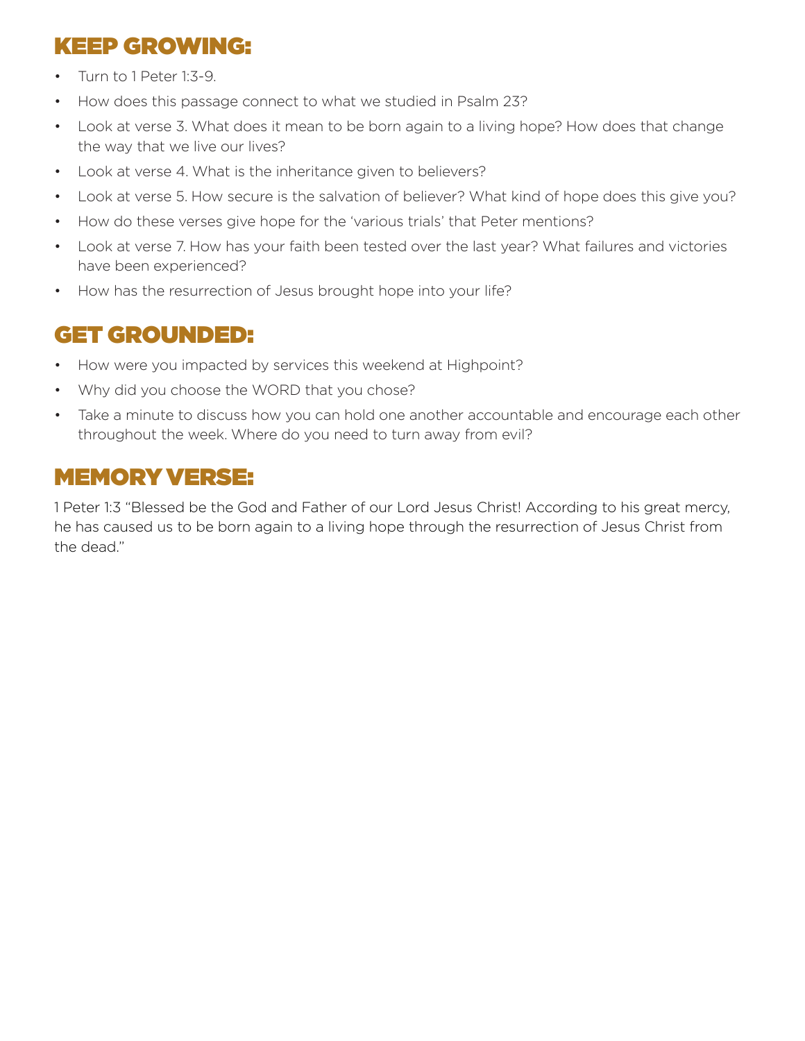## KEEP GROWING:

- Turn to 1 Peter 1:3-9.
- How does this passage connect to what we studied in Psalm 23?
- Look at verse 3. What does it mean to be born again to a living hope? How does that change the way that we live our lives?
- Look at verse 4. What is the inheritance given to believers?
- Look at verse 5. How secure is the salvation of believer? What kind of hope does this give you?
- How do these verses give hope for the 'various trials' that Peter mentions?
- Look at verse 7. How has your faith been tested over the last year? What failures and victories have been experienced?
- How has the resurrection of Jesus brought hope into your life?

## GET GROUNDED:

- How were you impacted by services this weekend at Highpoint?
- Why did you choose the WORD that you chose?
- Take a minute to discuss how you can hold one another accountable and encourage each other throughout the week. Where do you need to turn away from evil?

## MEMORY VERSE:

1 Peter 1:3 "Blessed be the God and Father of our Lord Jesus Christ! According to his great mercy, he has caused us to be born again to a living hope through the resurrection of Jesus Christ from the dead."